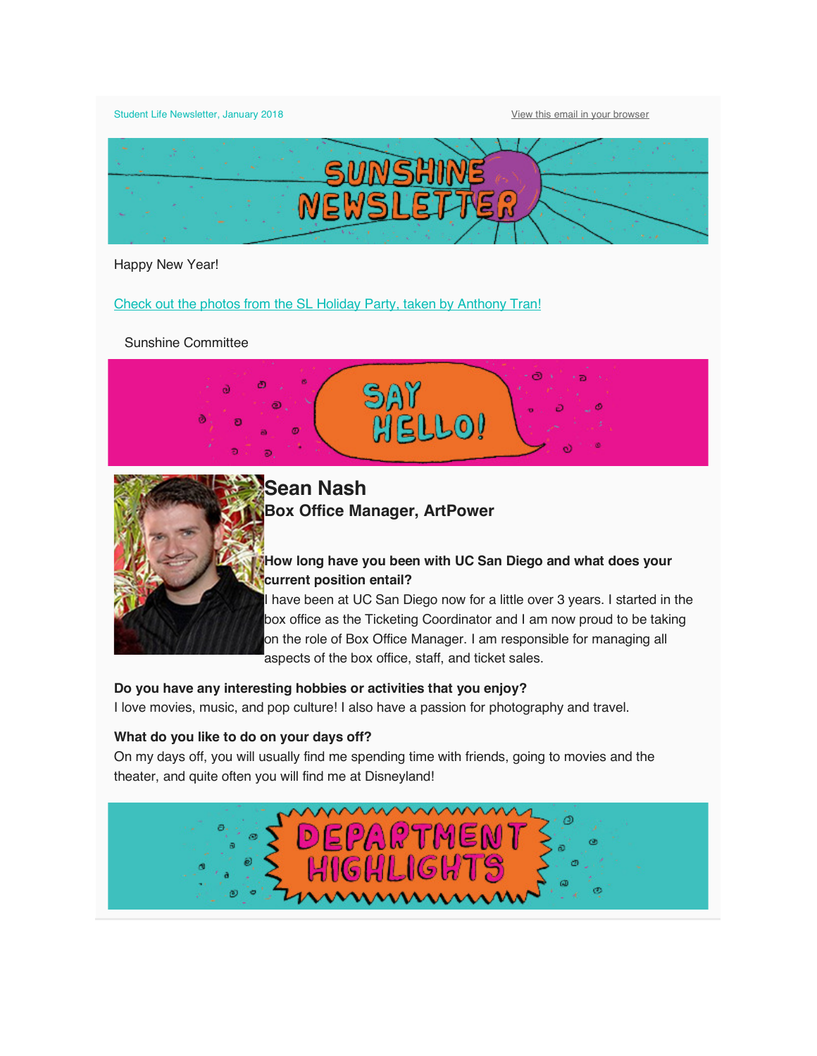Student Life Newsletter, January 2018

View this email in your browser

# SUNSHINE NEWSLETTER

Happy New Year!

Check out the photos from the SL Holiday Party, taken by Anthony Tran!

Sunshine Committee

## SAY HELLO!

### Sean Nash
**Box Office Manager, ArtPower**

**How long have you been with UC San Diego and what does your current position entail?**
I have been at UC San Diego now for a little over 3 years. I started in the box office as the Ticketing Coordinator and I am now proud to be taking on the role of Box Office Manager. I am responsible for managing all aspects of the box office, staff, and ticket sales.

**Do you have any interesting hobbies or activities that you enjoy?**
I love movies, music, and pop culture! I also have a passion for photography and travel.

**What do you like to do on your days off?**
On my days off, you will usually find me spending time with friends, going to movies and the theater, and quite often you will find me at Disneyland!

## DEPARTMENT HIGHLIGHTS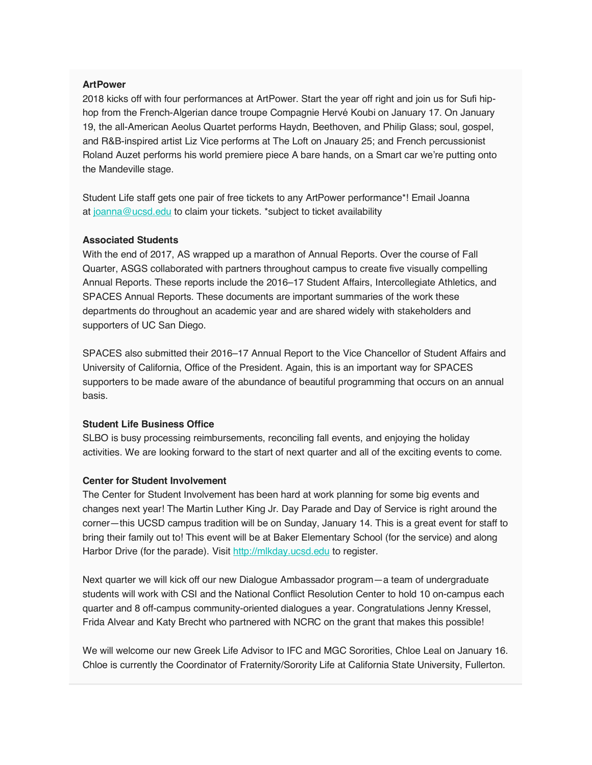**ArtPower**

2018 kicks off with four performances at ArtPower. Start the year off right and join us for Sufi hip-hop from the French-Algerian dance troupe Compagnie Hervé Koubi on January 17. On January 19, the all-American Aeolus Quartet performs Haydn, Beethoven, and Philip Glass; soul, gospel, and R&B-inspired artist Liz Vice performs at The Loft on Jnauary 25; and French percussionist Roland Auzet performs his world premiere piece A bare hands, on a Smart car we're putting onto the Mandeville stage.

Student Life staff gets one pair of free tickets to any ArtPower performance*! Email Joanna at [joanna@ucsd.edu](mailto:joanna@ucsd.edu) to claim your tickets. *subject to ticket availability

**Associated Students**

With the end of 2017, AS wrapped up a marathon of Annual Reports. Over the course of Fall Quarter, ASGS collaborated with partners throughout campus to create five visually compelling Annual Reports. These reports include the 2016–17 Student Affairs, Intercollegiate Athletics, and SPACES Annual Reports. These documents are important summaries of the work these departments do throughout an academic year and are shared widely with stakeholders and supporters of UC San Diego.

SPACES also submitted their 2016–17 Annual Report to the Vice Chancellor of Student Affairs and University of California, Office of the President. Again, this is an important way for SPACES supporters to be made aware of the abundance of beautiful programming that occurs on an annual basis.

**Student Life Business Office**

SLBO is busy processing reimbursements, reconciling fall events, and enjoying the holiday activities. We are looking forward to the start of next quarter and all of the exciting events to come.

**Center for Student Involvement**

The Center for Student Involvement has been hard at work planning for some big events and changes next year! The Martin Luther King Jr. Day Parade and Day of Service is right around the corner—this UCSD campus tradition will be on Sunday, January 14. This is a great event for staff to bring their family out to! This event will be at Baker Elementary School (for the service) and along Harbor Drive (for the parade). Visit [http://mlkday.ucsd.edu](http://mlkday.ucsd.edu) to register.

Next quarter we will kick off our new Dialogue Ambassador program—a team of undergraduate students will work with CSI and the National Conflict Resolution Center to hold 10 on-campus each quarter and 8 off-campus community-oriented dialogues a year. Congratulations Jenny Kressel, Frida Alvear and Katy Brecht who partnered with NCRC on the grant that makes this possible!

We will welcome our new Greek Life Advisor to IFC and MGC Sororities, Chloe Leal on January 16. Chloe is currently the Coordinator of Fraternity/Sorority Life at California State University, Fullerton.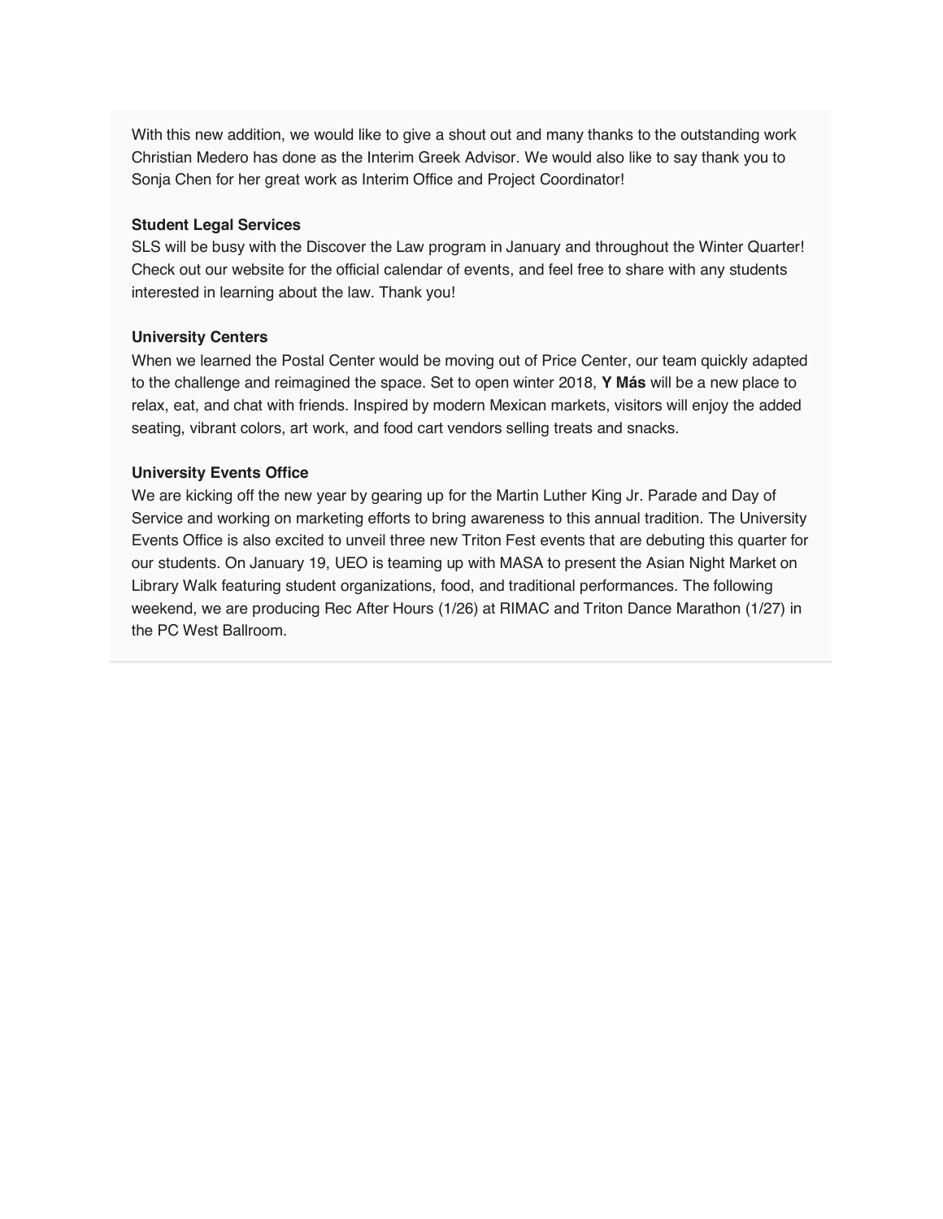With this new addition, we would like to give a shout out and many thanks to the outstanding work Christian Medero has done as the Interim Greek Advisor. We would also like to say thank you to Sonja Chen for her great work as Interim Office and Project Coordinator!

**Student Legal Services**

SLS will be busy with the Discover the Law program in January and throughout the Winter Quarter! Check out our website for the official calendar of events, and feel free to share with any students interested in learning about the law. Thank you!

**University Centers**

When we learned the Postal Center would be moving out of Price Center, our team quickly adapted to the challenge and reimagined the space. Set to open winter 2018, **Y Más** will be a new place to relax, eat, and chat with friends. Inspired by modern Mexican markets, visitors will enjoy the added seating, vibrant colors, art work, and food cart vendors selling treats and snacks.

**University Events Office**

We are kicking off the new year by gearing up for the Martin Luther King Jr. Parade and Day of Service and working on marketing efforts to bring awareness to this annual tradition. The University Events Office is also excited to unveil three new Triton Fest events that are debuting this quarter for our students. On January 19, UEO is teaming up with MASA to present the Asian Night Market on Library Walk featuring student organizations, food, and traditional performances. The following weekend, we are producing Rec After Hours (1/26) at RIMAC and Triton Dance Marathon (1/27) in the PC West Ballroom.